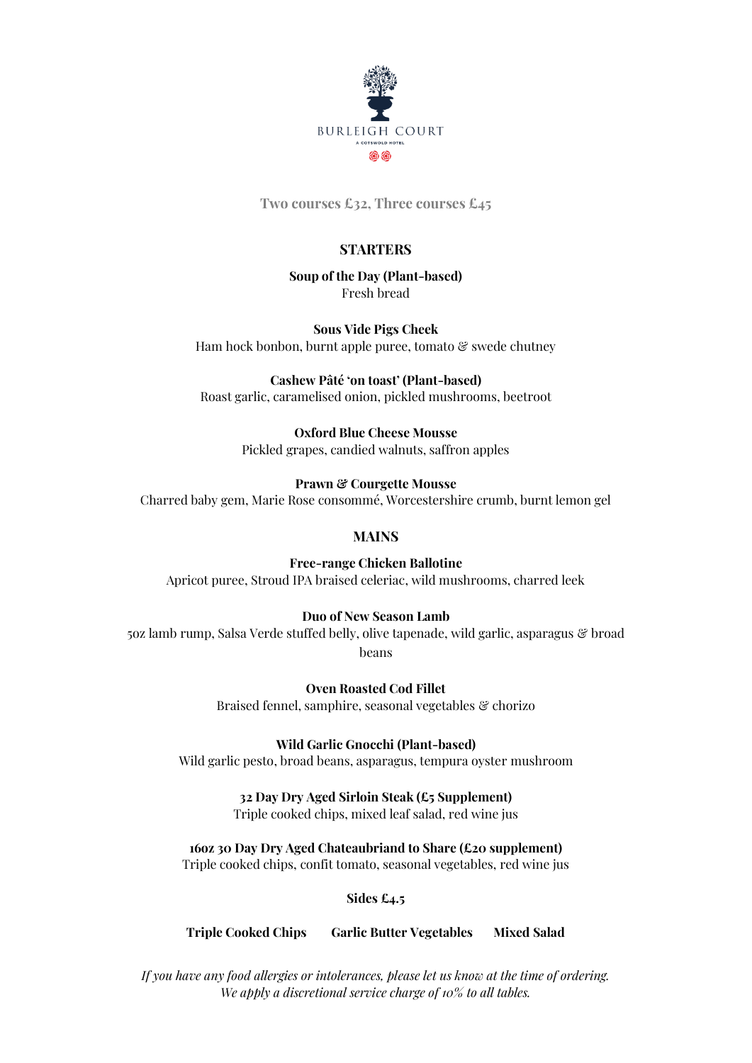BURLEIGH COURT

A COTSWOLD HOTEL

**Two courses £32, Three courses £45**

## STARTERS

**Soup of the Day (Plant-based)**
Fresh bread

**Sous Vide Pigs Cheek**
Ham hock bonbon, burnt apple puree, tomato & swede chutney

**Cashew Pâté 'on toast' (Plant-based)**
Roast garlic, caramelised onion, pickled mushrooms, beetroot

**Oxford Blue Cheese Mousse**
Pickled grapes, candied walnuts, saffron apples

**Prawn & Courgette Mousse**
Charred baby gem, Marie Rose consommé, Worcestershire crumb, burnt lemon gel

## MAINS

**Free-range Chicken Ballotine**
Apricot puree, Stroud IPA braised celeriac, wild mushrooms, charred leek

**Duo of New Season Lamb**
5oz lamb rump, Salsa Verde stuffed belly, olive tapenade, wild garlic, asparagus & broad beans

**Oven Roasted Cod Fillet**
Braised fennel, samphire, seasonal vegetables & chorizo

**Wild Garlic Gnocchi (Plant-based)**
Wild garlic pesto, broad beans, asparagus, tempura oyster mushroom

**32 Day Dry Aged Sirloin Steak (£5 Supplement)**
Triple cooked chips, mixed leaf salad, red wine jus

**16oz 30 Day Dry Aged Chateaubriand to Share (£20 supplement)**
Triple cooked chips, confit tomato, seasonal vegetables, red wine jus

**Sides £4.5**

**Triple Cooked Chips** **Garlic Butter Vegetables** **Mixed Salad**

*If you have any food allergies or intolerances, please let us know at the time of ordering.*
*We apply a discretional service charge of 10% to all tables.*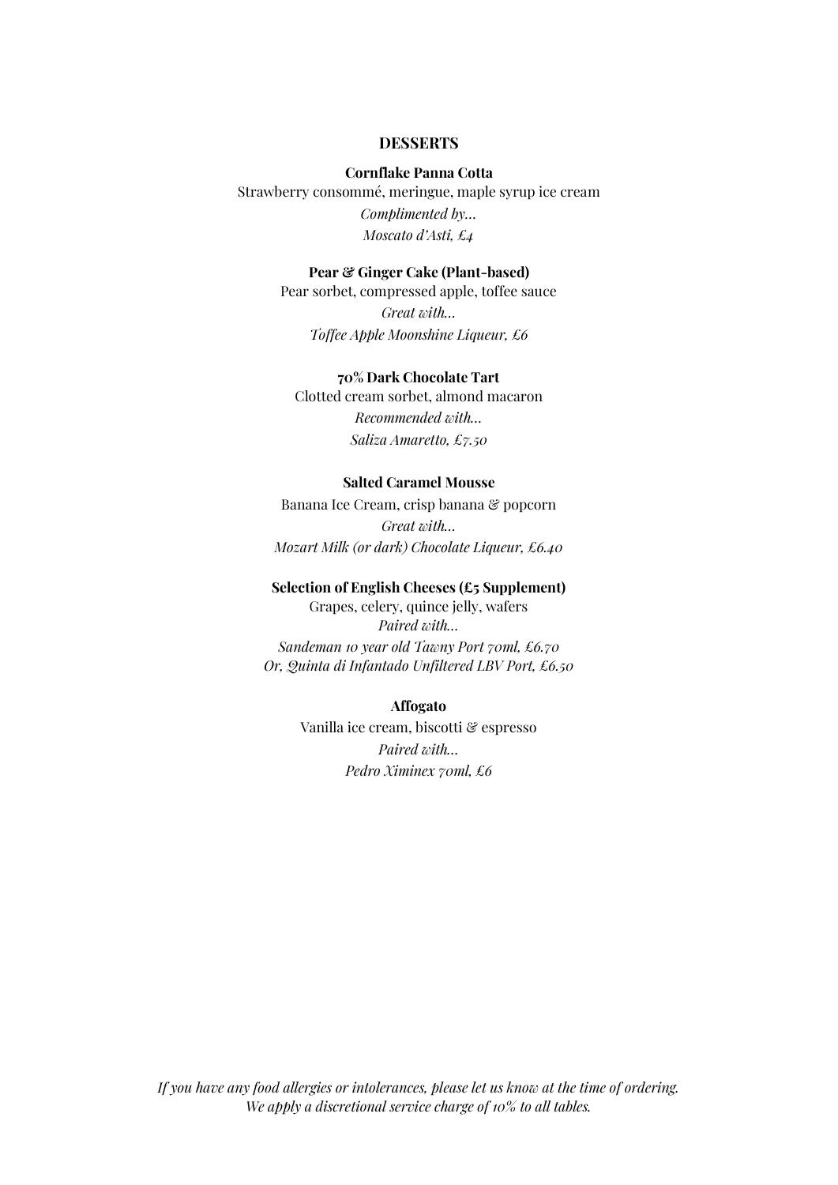## DESSERTS

**Cornflake Panna Cotta**

Strawberry consommé, meringue, maple syrup ice cream

*Complimented by...*

*Moscato d'Asti, £4*

**Pear & Ginger Cake (Plant-based)**

Pear sorbet, compressed apple, toffee sauce

*Great with...*

*Toffee Apple Moonshine Liqueur, £6*

**70% Dark Chocolate Tart**

Clotted cream sorbet, almond macaron

*Recommended with...*

*Saliza Amaretto, £7.50*

**Salted Caramel Mousse**

Banana Ice Cream, crisp banana & popcorn

*Great with...*

*Mozart Milk (or dark) Chocolate Liqueur, £6.40*

**Selection of English Cheeses (£5 Supplement)**

Grapes, celery, quince jelly, wafers

*Paired with...*

*Sandeman 10 year old Tawny Port 70ml, £6.70*

*Or, Quinta di Infantado Unfiltered LBV Port, £6.50*

**Affogato**

Vanilla ice cream, biscotti & espresso

*Paired with...*

*Pedro Ximinex 70ml, £6*

*If you have any food allergies or intolerances, please let us know at the time of ordering.*

*We apply a discretional service charge of 10% to all tables.*